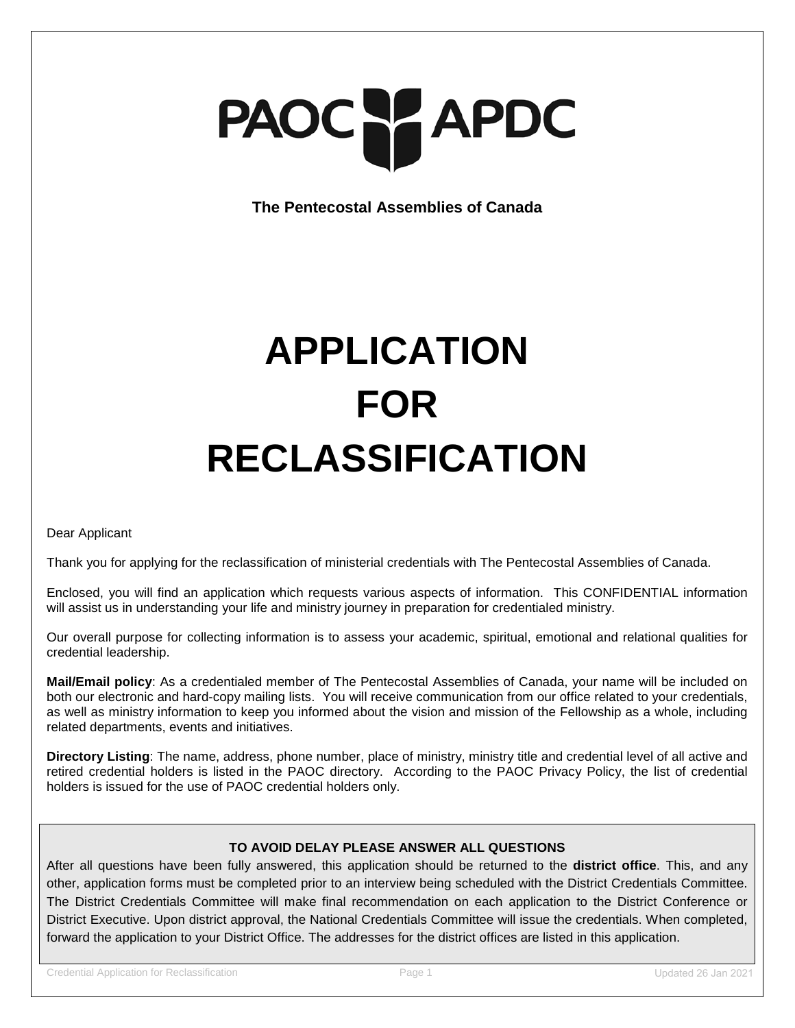PAOC APDC

**The Pentecostal Assemblies of Canada**

# APPLICATION FOR RECLASSIFICATION

Dear Applicant

Thank you for applying for the reclassification of ministerial credentials with The Pentecostal Assemblies of Canada.

Enclosed, you will find an application which requests various aspects of information. This CONFIDENTIAL information will assist us in understanding your life and ministry journey in preparation for credentialed ministry.

Our overall purpose for collecting information is to assess your academic, spiritual, emotional and relational qualities for credential leadership.

**Mail/Email policy**: As a credentialed member of The Pentecostal Assemblies of Canada, your name will be included on both our electronic and hard-copy mailing lists. You will receive communication from our office related to your credentials, as well as ministry information to keep you informed about the vision and mission of the Fellowship as a whole, including related departments, events and initiatives.

**Directory Listing**: The name, address, phone number, place of ministry, ministry title and credential level of all active and retired credential holders is listed in the PAOC directory. According to the PAOC Privacy Policy, the list of credential holders is issued for the use of PAOC credential holders only.

**TO AVOID DELAY PLEASE ANSWER ALL QUESTIONS**

After all questions have been fully answered, this application should be returned to the **district office**. This, and any other, application forms must be completed prior to an interview being scheduled with the District Credentials Committee. The District Credentials Committee will make final recommendation on each application to the District Conference or District Executive. Upon district approval, the National Credentials Committee will issue the credentials. When completed, forward the application to your District Office. The addresses for the district offices are listed in this application.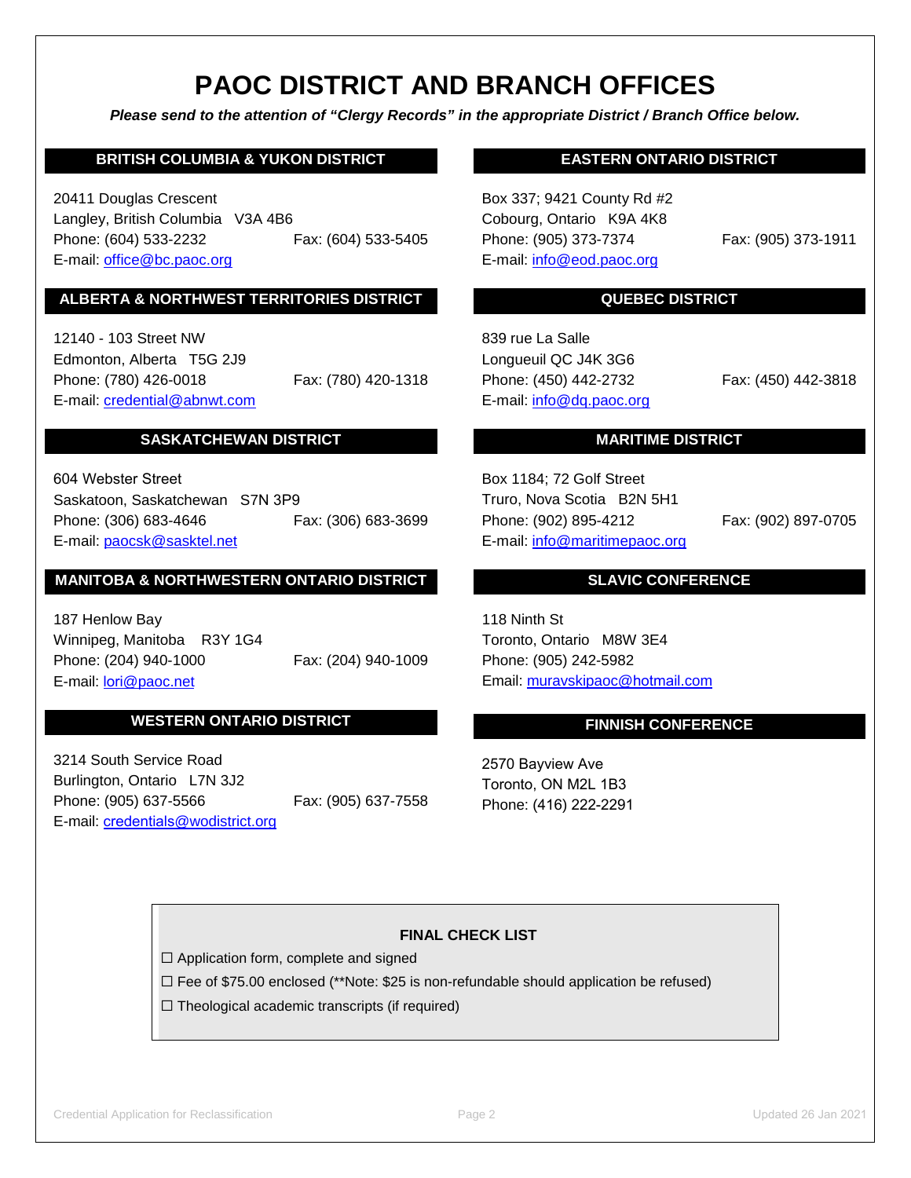# PAOC DISTRICT AND BRANCH OFFICES

***Please send to the attention of "Clergy Records" in the appropriate District / Branch Office below.***

## BRITISH COLUMBIA & YUKON DISTRICT

20411 Douglas Crescent
Langley, British Columbia V3A 4B6
Phone: (604) 533-2232 Fax: (604) 533-5405
E-mail: office@bc.paoc.org

## ALBERTA & NORTHWEST TERRITORIES DISTRICT

12140 - 103 Street NW
Edmonton, Alberta T5G 2J9
Phone: (780) 426-0018 Fax: (780) 420-1318
E-mail: credential@abnwt.com

## SASKATCHEWAN DISTRICT

604 Webster Street
Saskatoon, Saskatchewan S7N 3P9
Phone: (306) 683-4646 Fax: (306) 683-3699
E-mail: paocsk@sasktel.net

## MANITOBA & NORTHWESTERN ONTARIO DISTRICT

187 Henlow Bay
Winnipeg, Manitoba R3Y 1G4
Phone: (204) 940-1000 Fax: (204) 940-1009
E-mail: lori@paoc.net

## WESTERN ONTARIO DISTRICT

3214 South Service Road
Burlington, Ontario L7N 3J2
Phone: (905) 637-5566 Fax: (905) 637-7558
E-mail: credentials@wodistrict.org

## EASTERN ONTARIO DISTRICT

Box 337; 9421 County Rd #2
Cobourg, Ontario K9A 4K8
Phone: (905) 373-7374 Fax: (905) 373-1911
E-mail: info@eod.paoc.org

## QUEBEC DISTRICT

839 rue La Salle
Longueuil QC J4K 3G6
Phone: (450) 442-2732 Fax: (450) 442-3818
E-mail: info@dq.paoc.org

## MARITIME DISTRICT

Box 1184; 72 Golf Street
Truro, Nova Scotia B2N 5H1
Phone: (902) 895-4212 Fax: (902) 897-0705
E-mail: info@maritimepaoc.org

## SLAVIC CONFERENCE

118 Ninth St
Toronto, Ontario M8W 3E4
Phone: (905) 242-5982
Email: muravskipaoc@hotmail.com

## FINNISH CONFERENCE

2570 Bayview Ave
Toronto, ON M2L 1B3
Phone: (416) 222-2291

**FINAL CHECK LIST**

☐ Application form, complete and signed

☐ Fee of $75.00 enclosed (**Note: $25 is non-refundable should application be refused)

☐ Theological academic transcripts (if required)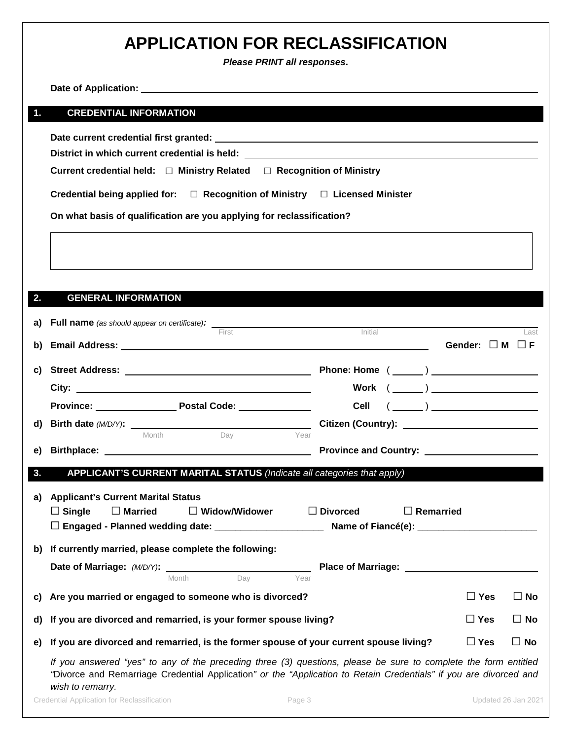# APPLICATION FOR RECLASSIFICATION

***Please PRINT all responses*.**

**Date of Application:** ______________________________

## 1. CREDENTIAL INFORMATION

**Date current credential first granted:** ______________________________

**District in which current credential is held:** ______________________________

**Current credential held:** ☐ **Ministry Related** ☐ **Recognition of Ministry**

**Credential being applied for:** ☐ **Recognition of Ministry** ☐ **Licensed Minister**

**On what basis of qualification are you applying for reclassification?**

|  |
|---|
|  |

## 2. GENERAL INFORMATION

**a) Full name** *(as should appear on certificate)***:** ______________________________
First / Initial / Last

**b) Email Address:** ______________________________ **Gender:** ☐ **M** ☐ **F**

**c) Street Address:** ______________________________ **Phone: Home** ( ______ ) ______________

**City:** ______________________________ **Work** ( ______ ) ______________

**Province:** ______________ **Postal Code:** ______________ **Cell** ( ______ ) ______________

**d) Birth date** *(M/D/Y)***:** ______________________________ **Citizen (Country):** ______________
Month / Day / Year

**e) Birthplace:** ______________________________ **Province and Country:** ______________

## 3. APPLICANT'S CURRENT MARITAL STATUS *(Indicate all categories that apply)*

**a) Applicant's Current Marital Status**

☐ **Single** ☐ **Married** ☐ **Widow/Widower** ☐ **Divorced** ☐ **Remarried**

☐ **Engaged - Planned wedding date:** ____________________ **Name of Fiancé(e):** ______________________

**b) If currently married, please complete the following:**

**Date of Marriage:** *(M/D/Y)***:** ______________________________ **Place of Marriage:** ______________
Month / Day / Year

**c) Are you married or engaged to someone who is divorced?** ☐ **Yes** ☐ **No**

**d) If you are divorced and remarried, is your former spouse living?** ☐ **Yes** ☐ **No**

**e) If you are divorced and remarried, is the former spouse of your current spouse living?** ☐ **Yes** ☐ **No**

*If you answered "yes" to any of the preceding three (3) questions, please be sure to complete the form entitled "*Divorce and Remarriage Credential Application*" or the "Application to Retain Credentials" if you are divorced and wish to remarry.*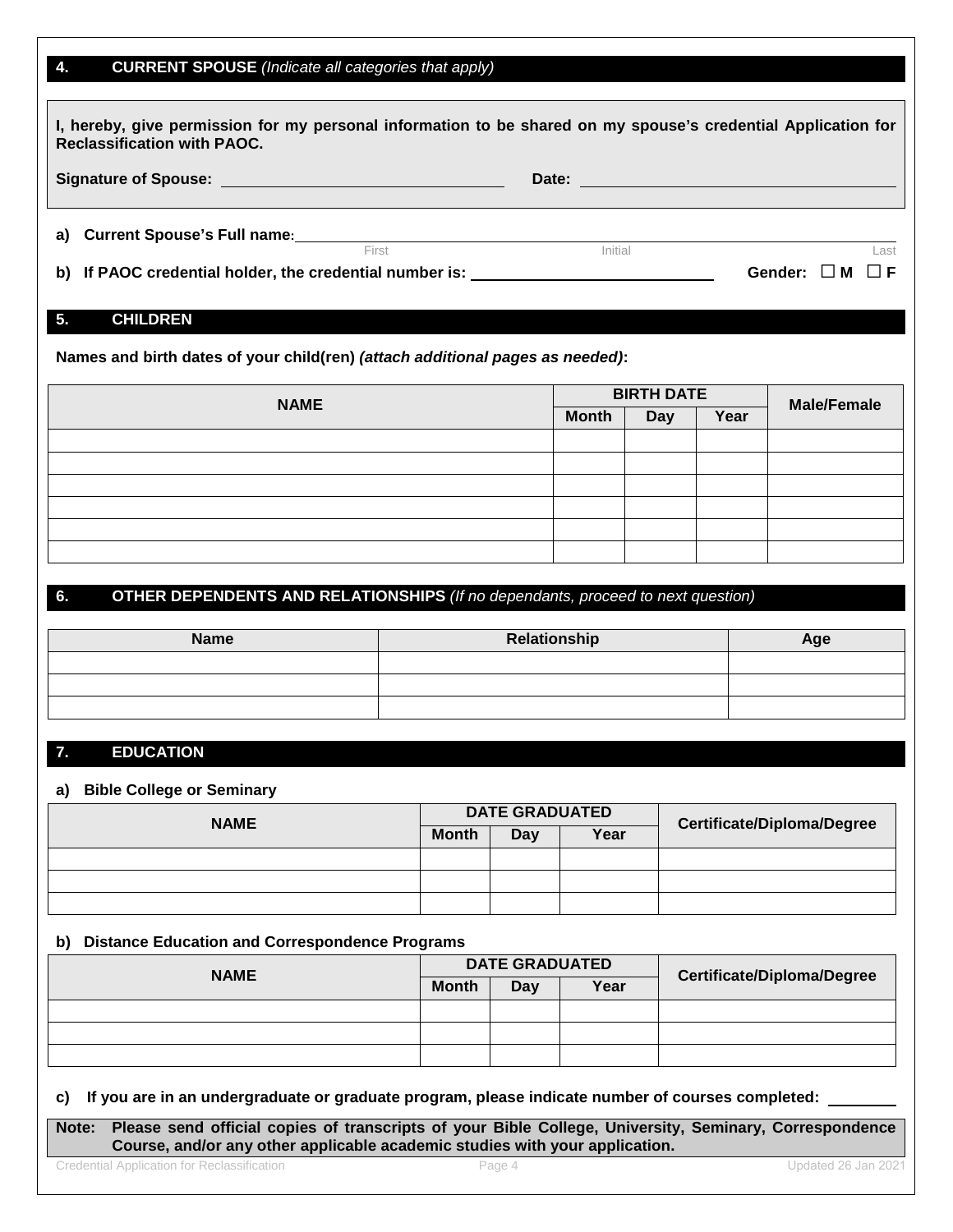## 4. CURRENT SPOUSE *(Indicate all categories that apply)*

**I, hereby, give permission for my personal information to be shared on my spouse's credential Application for Reclassification with PAOC.**

**Signature of Spouse:** ______________________ **Date:** ______________________

**a) Current Spouse's Full name:** ______________________________________________

First                    Initial                    Last

**b) If PAOC credential holder, the credential number is:** ______________________ **Gender:** ☐ **M** ☐ **F**

## 5. CHILDREN

**Names and birth dates of your child(ren)** ***(attach additional pages as needed)*****:**

| NAME | BIRTH DATE | | | Male/Female |
|---|---|---|---|---|
| | Month | Day | Year | |
| | | | | |
| | | | | |
| | | | | |
| | | | | |
| | | | | |
| | | | | |

## 6. OTHER DEPENDENTS AND RELATIONSHIPS *(If no dependants, proceed to next question)*

| Name | Relationship | Age |
|---|---|---|
| | | |
| | | |
| | | |

## 7. EDUCATION

**a) Bible College or Seminary**

| NAME | DATE GRADUATED | | | Certificate/Diploma/Degree |
|---|---|---|---|---|
| | Month | Day | Year | |
| | | | | |
| | | | | |
| | | | | |

**b) Distance Education and Correspondence Programs**

| NAME | DATE GRADUATED | | | Certificate/Diploma/Degree |
|---|---|---|---|---|
| | Month | Day | Year | |
| | | | | |
| | | | | |
| | | | | |

**c) If you are in an undergraduate or graduate program, please indicate number of courses completed:** ________

**Note: Please send official copies of transcripts of your Bible College, University, Seminary, Correspondence Course, and/or any other applicable academic studies with your application.**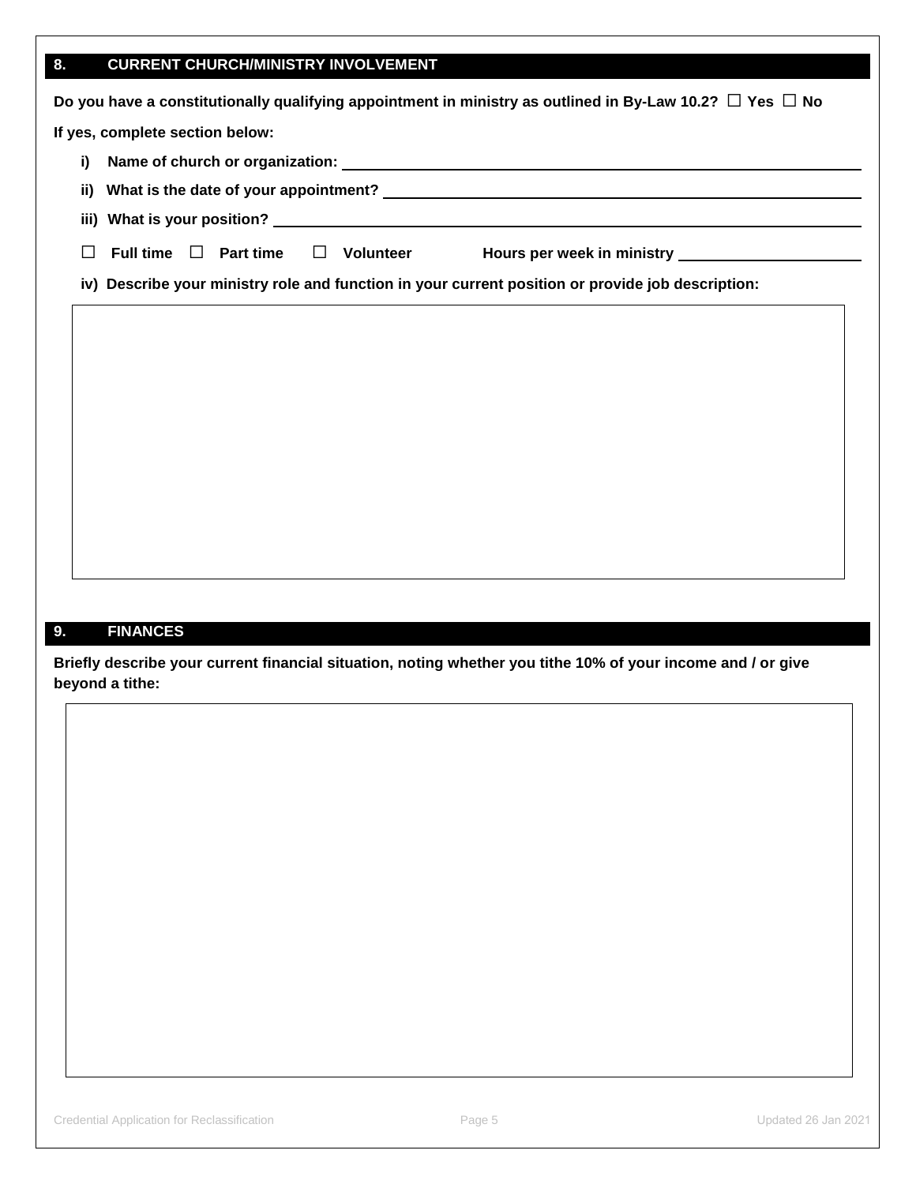## 8. CURRENT CHURCH/MINISTRY INVOLVEMENT

**Do you have a constitutionally qualifying appointment in ministry as outlined in By-Law 10.2? ☐ Yes ☐ No**

**If yes, complete section below:**

**i) Name of church or organization:** ____________________

**ii) What is the date of your appointment?** ____________________

**iii) What is your position?** ____________________

☐ **Full time** ☐ **Part time** ☐ **Volunteer** **Hours per week in ministry** ____________________

**iv) Describe your ministry role and function in your current position or provide job description:**

## 9. FINANCES

**Briefly describe your current financial situation, noting whether you tithe 10% of your income and / or give beyond a tithe:**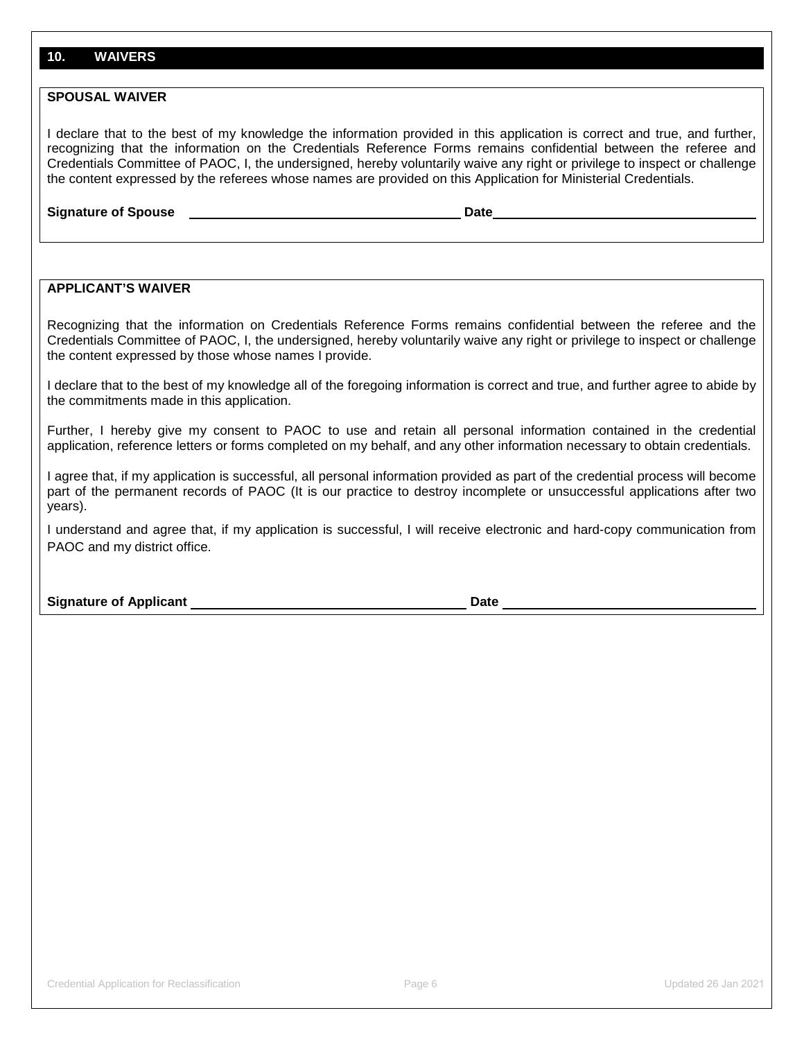## 10. WAIVERS

### SPOUSAL WAIVER

I declare that to the best of my knowledge the information provided in this application is correct and true, and further, recognizing that the information on the Credentials Reference Forms remains confidential between the referee and Credentials Committee of PAOC, I, the undersigned, hereby voluntarily waive any right or privilege to inspect or challenge the content expressed by the referees whose names are provided on this Application for Ministerial Credentials.

**Signature of Spouse** \_\_\_\_\_\_\_\_\_\_\_\_\_\_\_\_\_\_\_\_\_\_\_\_\_\_\_\_\_\_\_\_ **Date** \_\_\_\_\_\_\_\_\_\_\_\_\_\_\_\_\_\_\_\_\_\_\_\_\_\_\_\_\_\_\_\_

### APPLICANT'S WAIVER

Recognizing that the information on Credentials Reference Forms remains confidential between the referee and the Credentials Committee of PAOC, I, the undersigned, hereby voluntarily waive any right or privilege to inspect or challenge the content expressed by those whose names I provide.

I declare that to the best of my knowledge all of the foregoing information is correct and true, and further agree to abide by the commitments made in this application.

Further, I hereby give my consent to PAOC to use and retain all personal information contained in the credential application, reference letters or forms completed on my behalf, and any other information necessary to obtain credentials.

I agree that, if my application is successful, all personal information provided as part of the credential process will become part of the permanent records of PAOC (It is our practice to destroy incomplete or unsuccessful applications after two years).

I understand and agree that, if my application is successful, I will receive electronic and hard-copy communication from PAOC and my district office.

**Signature of Applicant** \_\_\_\_\_\_\_\_\_\_\_\_\_\_\_\_\_\_\_\_\_\_\_\_\_\_\_\_\_\_\_\_ **Date** \_\_\_\_\_\_\_\_\_\_\_\_\_\_\_\_\_\_\_\_\_\_\_\_\_\_\_\_\_\_\_\_